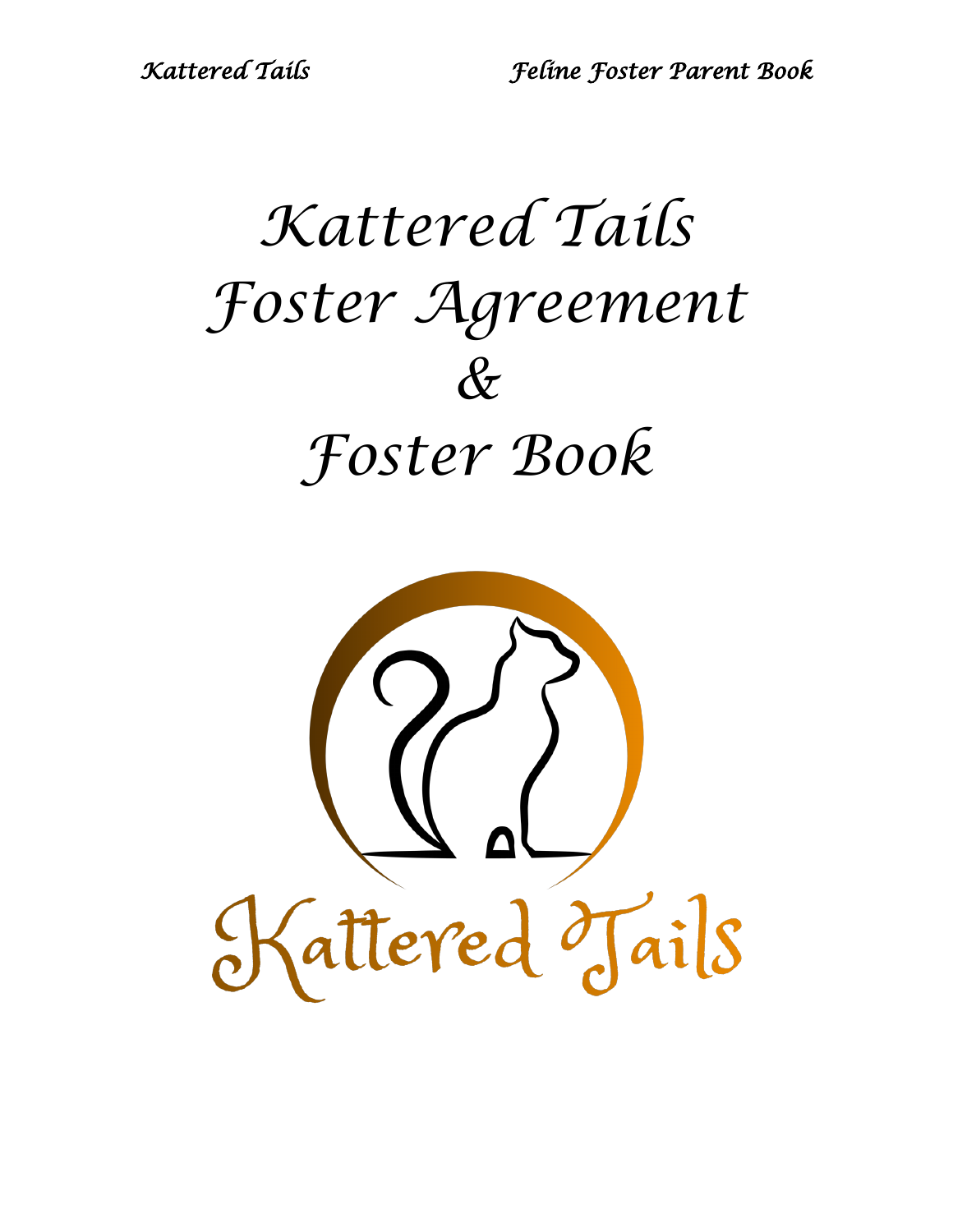# Kattered Tails Foster Agreement & Foster Book

Kattered Tails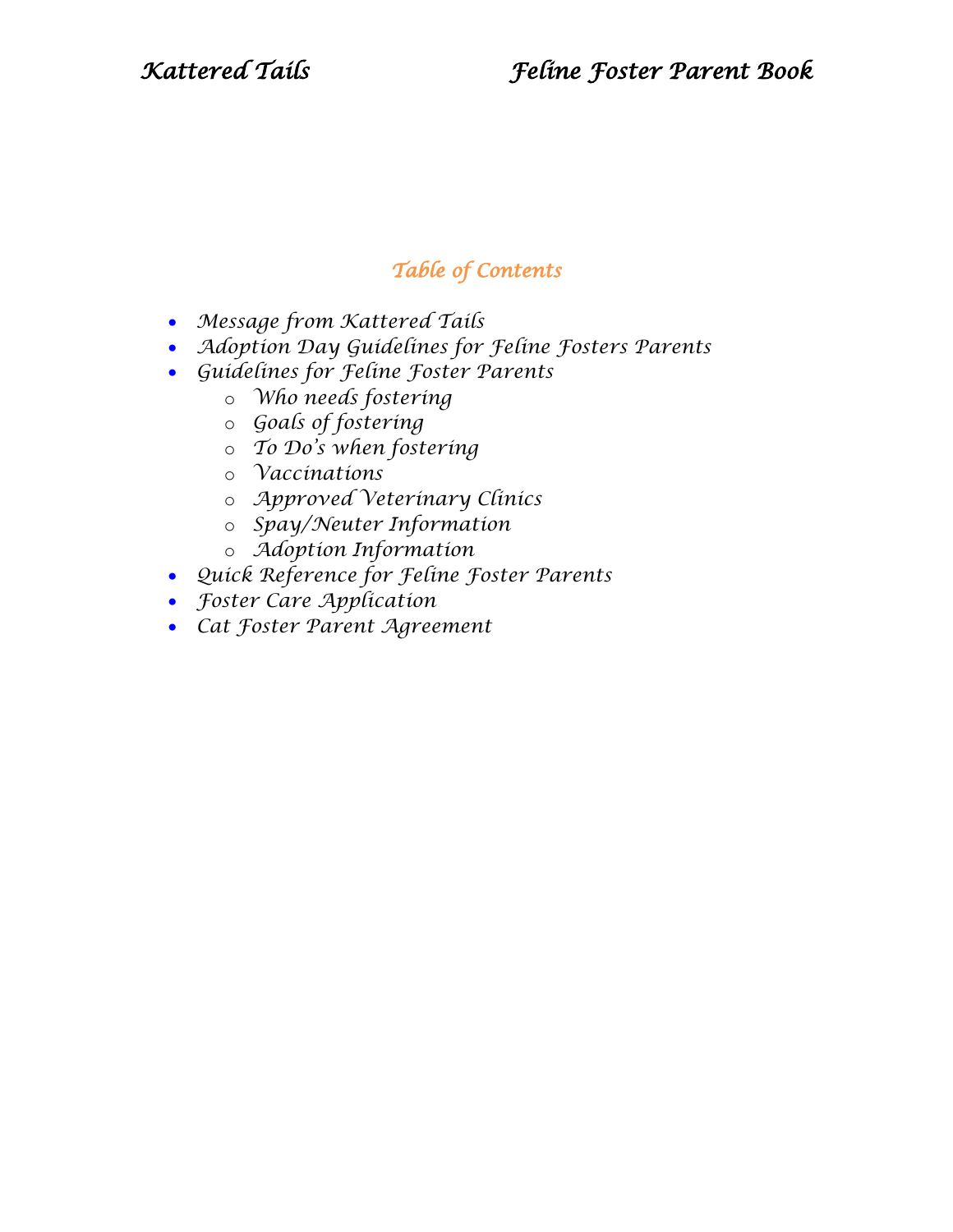## Table of Contents

- Message from Kattered Tails
- Adoption Day Guidelines for Feline Fosters Parents
- Guidelines for Feline Foster Parents
    - Who needs fostering
    - Goals of fostering
    - To Do's when fostering
    - Vaccinations
    - Approved Veterinary Clinics
    - Spay/Neuter Information
    - Adoption Information
- Quick Reference for Feline Foster Parents
- Foster Care Application
- Cat Foster Parent Agreement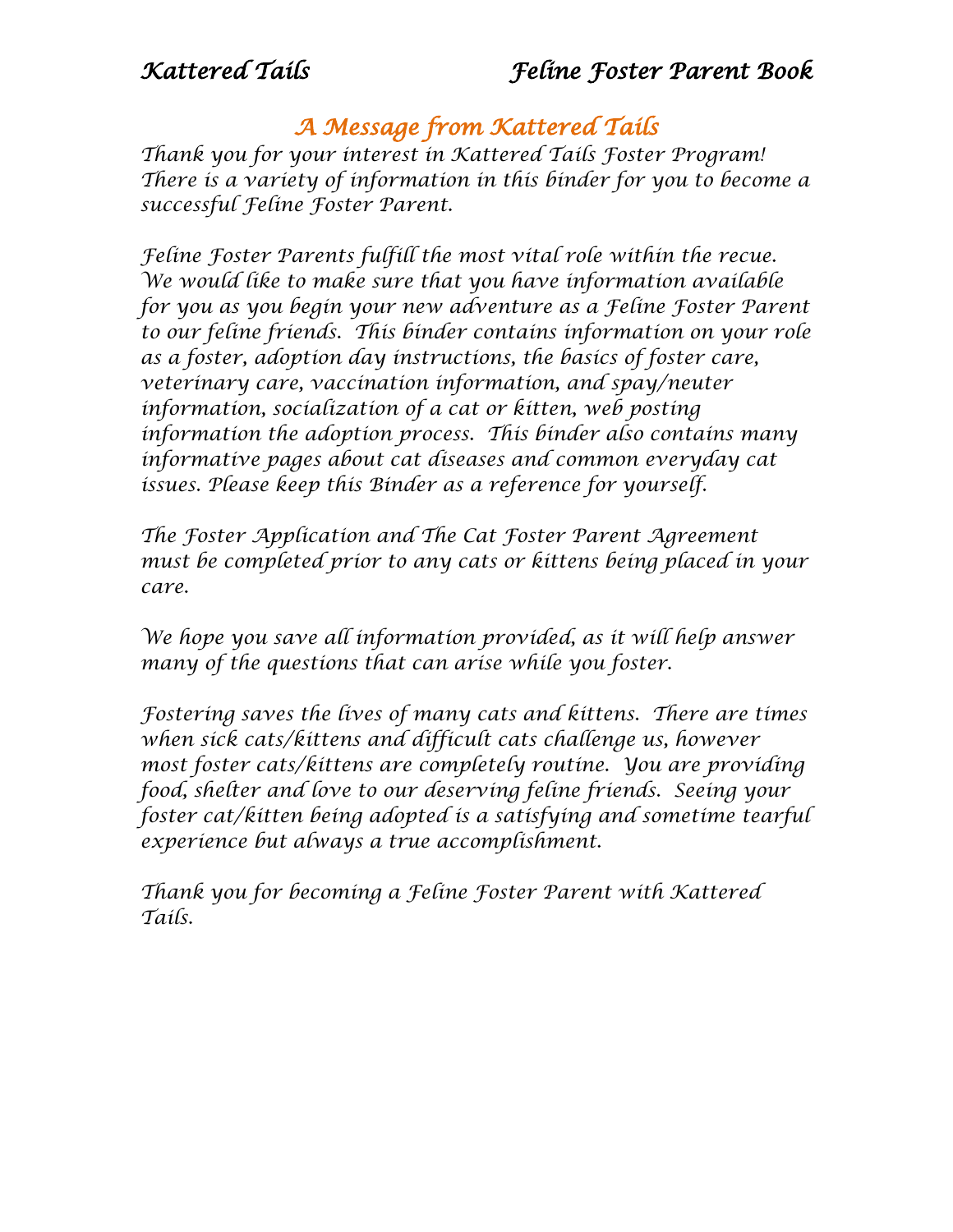## A Message from Kattered Tails

Thank you for your interest in Kattered Tails Foster Program! There is a variety of information in this binder for you to become a successful Feline Foster Parent.

Feline Foster Parents fulfill the most vital role within the recue. We would like to make sure that you have information available for you as you begin your new adventure as a Feline Foster Parent to our feline friends. This binder contains information on your role as a foster, adoption day instructions, the basics of foster care, veterinary care, vaccination information, and spay/neuter information, socialization of a cat or kitten, web posting information the adoption process. This binder also contains many informative pages about cat diseases and common everyday cat issues. Please keep this Binder as a reference for yourself.

The Foster Application and The Cat Foster Parent Agreement must be completed prior to any cats or kittens being placed in your care.

We hope you save all information provided, as it will help answer many of the questions that can arise while you foster.

Fostering saves the lives of many cats and kittens. There are times when sick cats/kittens and difficult cats challenge us, however most foster cats/kittens are completely routine. You are providing food, shelter and love to our deserving feline friends. Seeing your foster cat/kitten being adopted is a satisfying and sometime tearful experience but always a true accomplishment.

Thank you for becoming a Feline Foster Parent with Kattered Tails.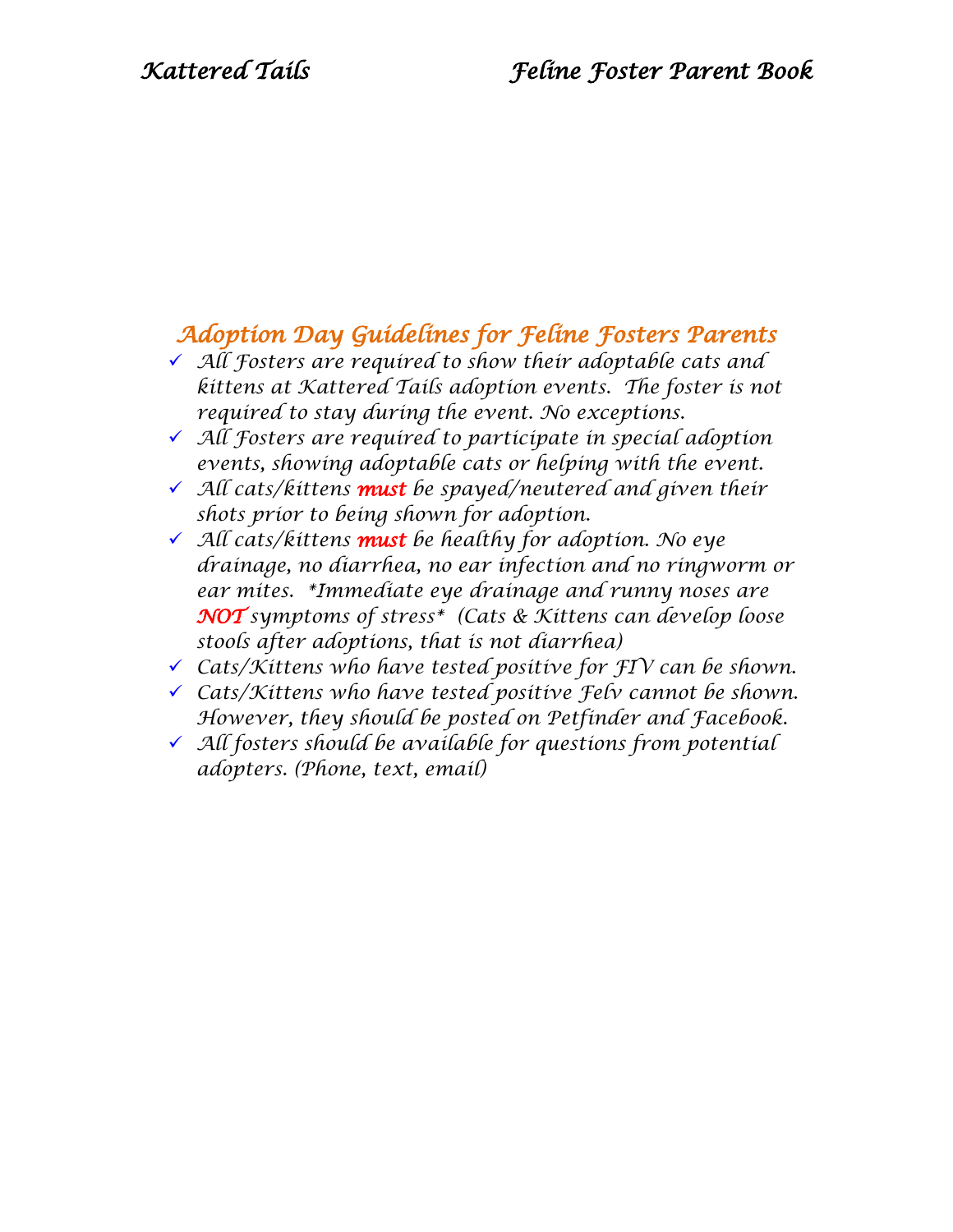## Adoption Day Guidelines for Feline Fosters Parents

- All Fosters are required to show their adoptable cats and kittens at Kattered Tails adoption events. The foster is not required to stay during the event. No exceptions.
- All Fosters are required to participate in special adoption events, showing adoptable cats or helping with the event.
- All cats/kittens ***must*** be spayed/neutered and given their shots prior to being shown for adoption.
- All cats/kittens ***must*** be healthy for adoption. No eye drainage, no diarrhea, no ear infection and no ringworm or ear mites. *Immediate eye drainage and runny noses are ***NOT*** symptoms of stress* (Cats & Kittens can develop loose stools after adoptions, that is not diarrhea)
- Cats/Kittens who have tested positive for FIV can be shown.
- Cats/Kittens who have tested positive Felv cannot be shown. However, they should be posted on Petfinder and Facebook.
- All fosters should be available for questions from potential adopters. (Phone, text, email)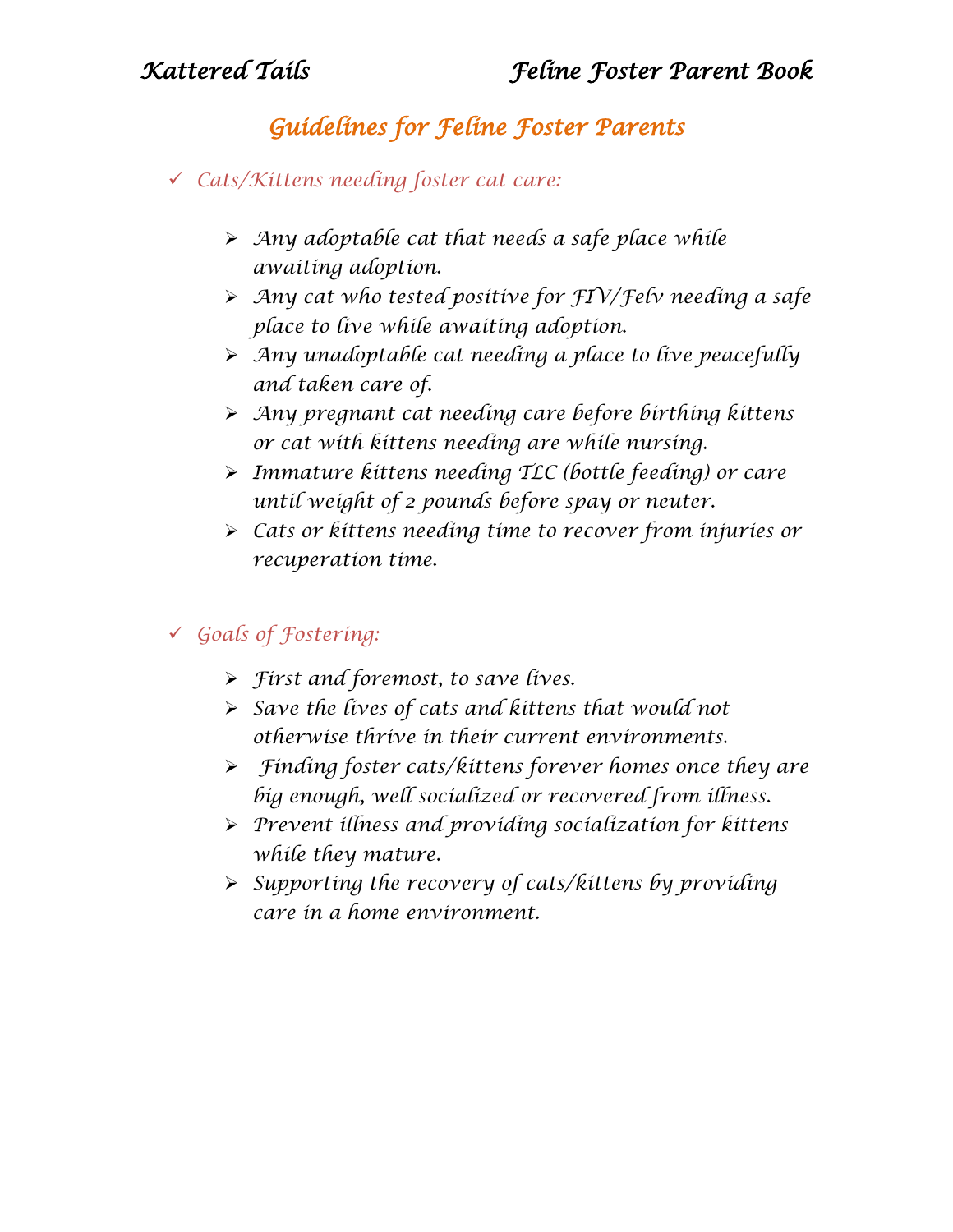## Guidelines for Feline Foster Parents

- ✓ *Cats/Kittens needing foster cat care:*

  - ➢ *Any adoptable cat that needs a safe place while awaiting adoption.*
  - ➢ *Any cat who tested positive for FIV/Felv needing a safe place to live while awaiting adoption.*
  - ➢ *Any unadoptable cat needing a place to live peacefully and taken care of.*
  - ➢ *Any pregnant cat needing care before birthing kittens or cat with kittens needing are while nursing.*
  - ➢ *Immature kittens needing TLC (bottle feeding) or care until weight of 2 pounds before spay or neuter.*
  - ➢ *Cats or kittens needing time to recover from injuries or recuperation time.*

- ✓ *Goals of Fostering:*

  - ➢ *First and foremost, to save lives.*
  - ➢ *Save the lives of cats and kittens that would not otherwise thrive in their current environments.*
  - ➢ *Finding foster cats/kittens forever homes once they are big enough, well socialized or recovered from illness.*
  - ➢ *Prevent illness and providing socialization for kittens while they mature.*
  - ➢ *Supporting the recovery of cats/kittens by providing care in a home environment.*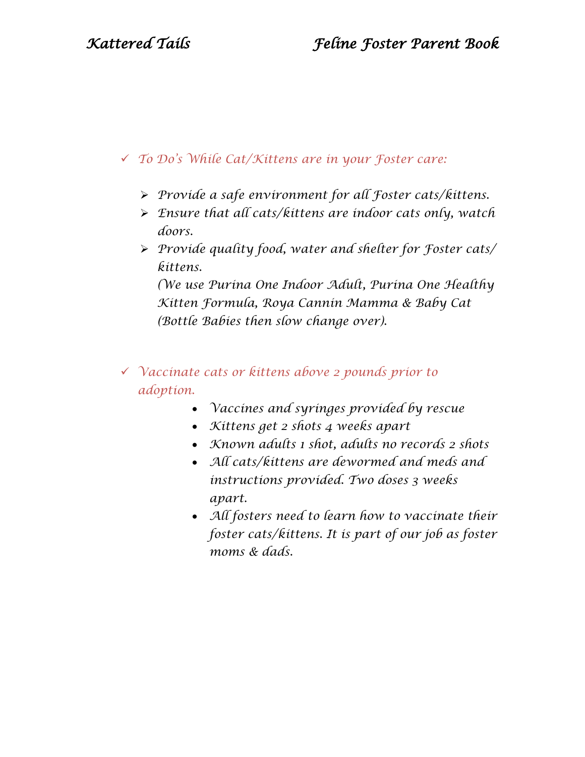- ✓ *To Do's While Cat/Kittens are in your Foster care:*

  - *Provide a safe environment for all Foster cats/kittens.*
  - *Ensure that all cats/kittens are indoor cats only, watch doors.*
  - *Provide quality food, water and shelter for Foster cats/ kittens.*
    *(We use Purina One Indoor Adult, Purina One Healthy Kitten Formula, Roya Cannin Mamma & Baby Cat (Bottle Babies then slow change over).*

- ✓ *Vaccinate cats or kittens above 2 pounds prior to adoption.*

  - *Vaccines and syringes provided by rescue*
  - *Kittens get 2 shots 4 weeks apart*
  - *Known adults 1 shot, adults no records 2 shots*
  - *All cats/kittens are dewormed and meds and instructions provided. Two doses 3 weeks apart.*
  - *All fosters need to learn how to vaccinate their foster cats/kittens. It is part of our job as foster moms & dads.*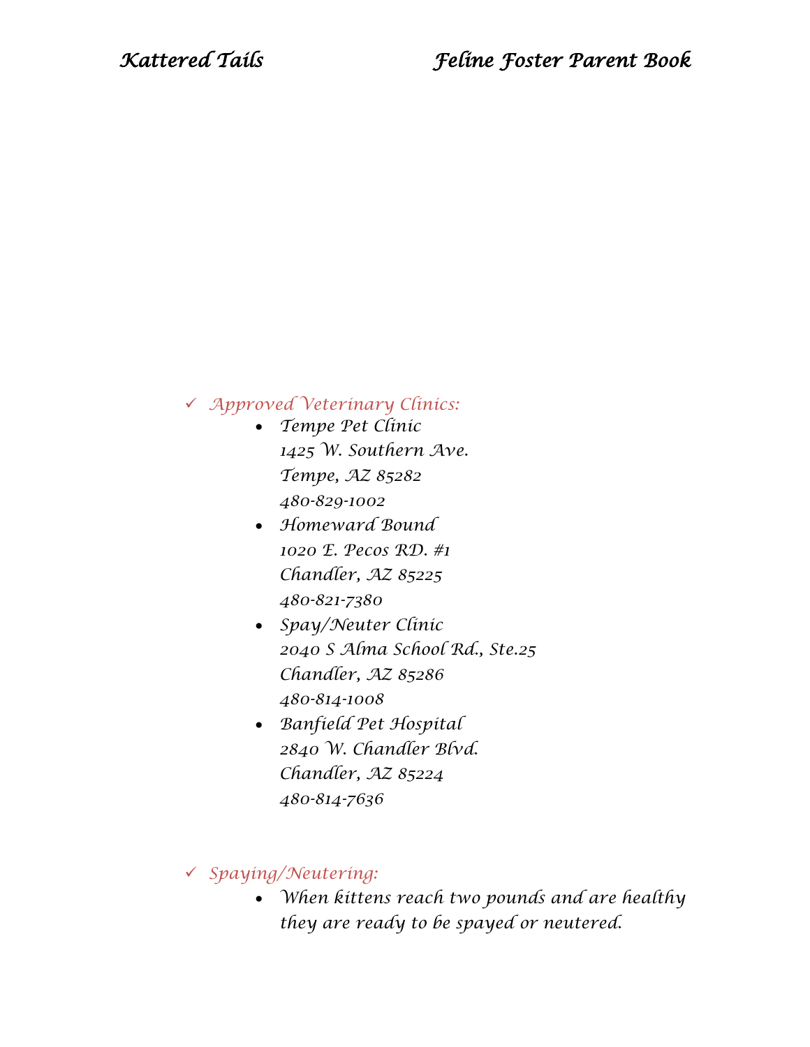- ✓ *Approved Veterinary Clinics:*
  - *Tempe Pet Clinic*
    *1425 W. Southern Ave.*
    *Tempe, AZ 85282*
    *480-829-1002*
  - *Homeward Bound*
    *1020 E. Pecos RD. #1*
    *Chandler, AZ 85225*
    *480-821-7380*
  - *Spay/Neuter Clinic*
    *2040 S Alma School Rd., Ste.25*
    *Chandler, AZ 85286*
    *480-814-1008*
  - *Banfield Pet Hospital*
    *2840 W. Chandler Blvd.*
    *Chandler, AZ 85224*
    *480-814-7636*

- ✓ *Spaying/Neutering:*
  - *When kittens reach two pounds and are healthy they are ready to be spayed or neutered.*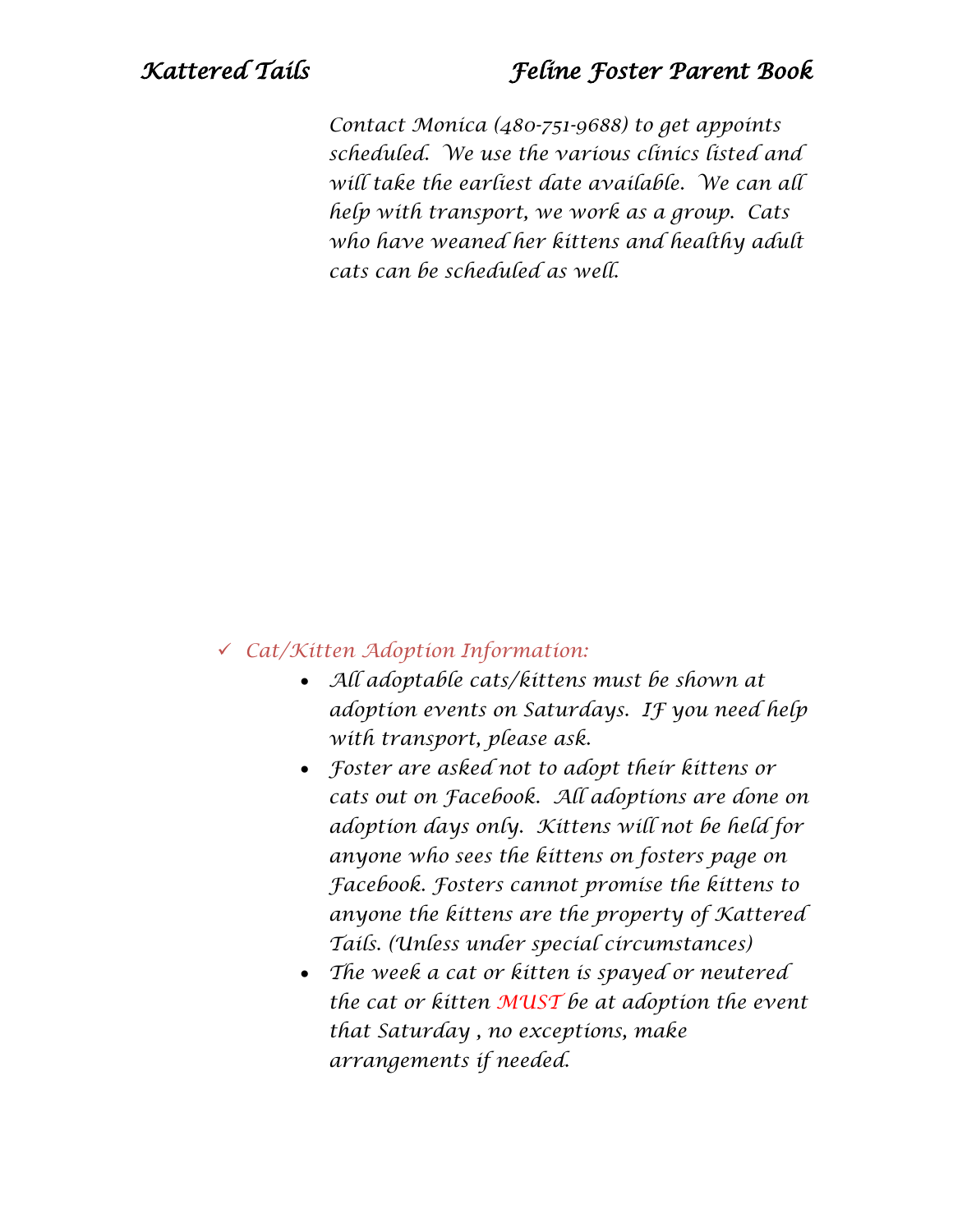Contact Monica (480-751-9688) to get appoints scheduled. We use the various clinics listed and will take the earliest date available. We can all help with transport, we work as a group. Cats who have weaned her kittens and healthy adult cats can be scheduled as well.

- Cat/Kitten Adoption Information:
  - All adoptable cats/kittens must be shown at adoption events on Saturdays. IF you need help with transport, please ask.
  - Foster are asked not to adopt their kittens or cats out on Facebook. All adoptions are done on adoption days only. Kittens will not be held for anyone who sees the kittens on fosters page on Facebook. Fosters cannot promise the kittens to anyone the kittens are the property of Kattered Tails. (Unless under special circumstances)
  - The week a cat or kitten is spayed or neutered the cat or kitten **MUST** be at adoption the event that Saturday , no exceptions, make arrangements if needed.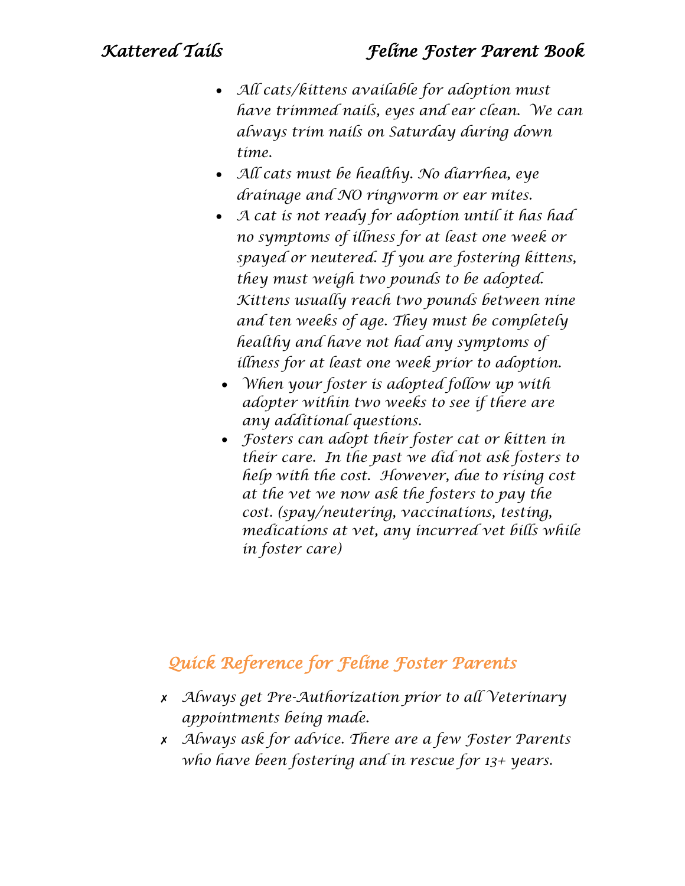- All cats/kittens available for adoption must have trimmed nails, eyes and ear clean. We can always trim nails on Saturday during down time.
- All cats must be healthy. No diarrhea, eye drainage and NO ringworm or ear mites.
- A cat is not ready for adoption until it has had no symptoms of illness for at least one week or spayed or neutered. If you are fostering kittens, they must weigh two pounds to be adopted. Kittens usually reach two pounds between nine and ten weeks of age. They must be completely healthy and have not had any symptoms of illness for at least one week prior to adoption.
- When your foster is adopted follow up with adopter within two weeks to see if there are any additional questions.
- Fosters can adopt their foster cat or kitten in their care. In the past we did not ask fosters to help with the cost. However, due to rising cost at the vet we now ask the fosters to pay the cost. (spay/neutering, vaccinations, testing, medications at vet, any incurred vet bills while in foster care)

## Quick Reference for Feline Foster Parents

- ✗ Always get Pre-Authorization prior to all Veterinary appointments being made.
- ✗ Always ask for advice. There are a few Foster Parents who have been fostering and in rescue for 13+ years.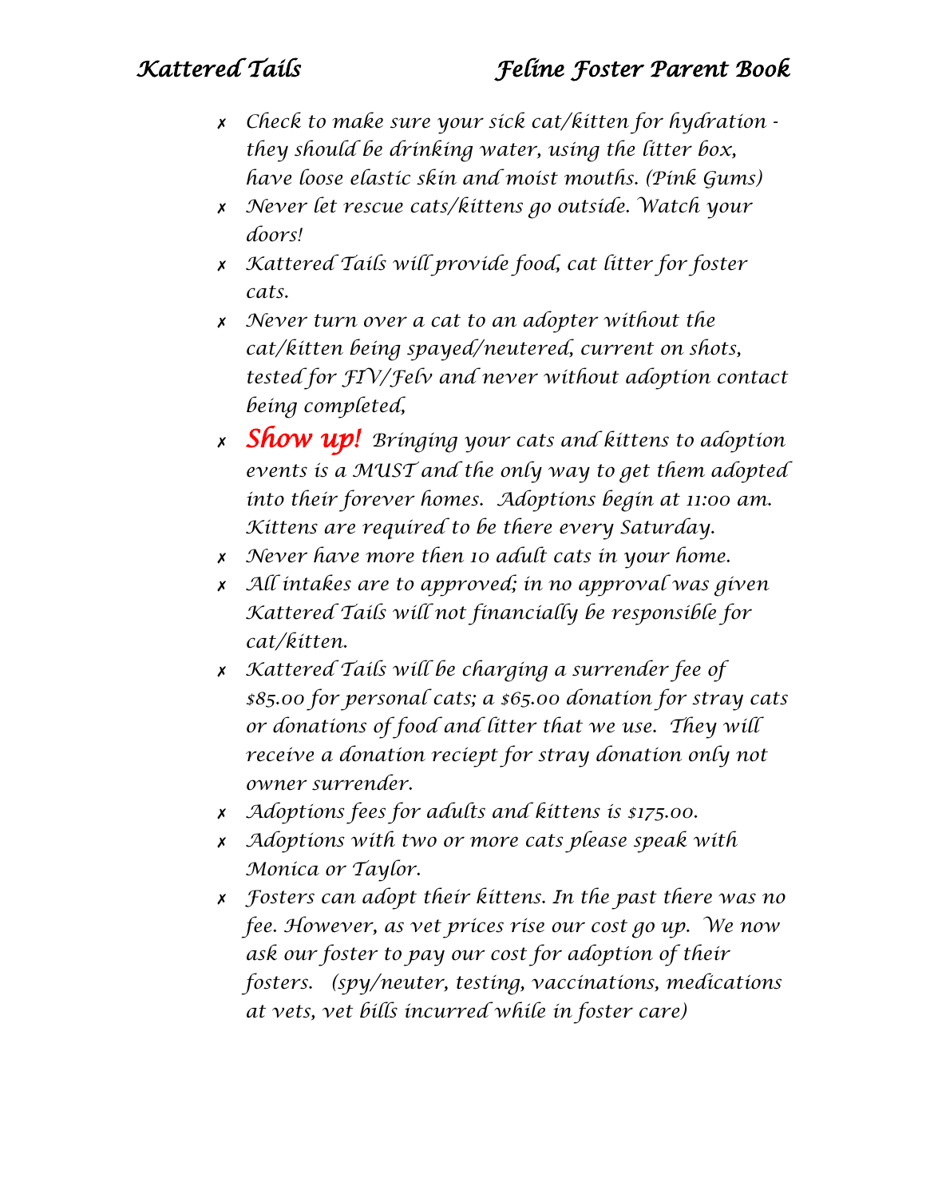- Check to make sure your sick cat/kitten for hydration - they should be drinking water, using the litter box, have loose elastic skin and moist mouths. (Pink Gums)
- Never let rescue cats/kittens go outside. Watch your doors!
- Kattered Tails will provide food, cat litter for foster cats.
- Never turn over a cat to an adopter without the cat/kitten being spayed/neutered, current on shots, tested for FIV/Felv and never without adoption contact being completed,
- **Show up!** Bringing your cats and kittens to adoption events is a MUST and the only way to get them adopted into their forever homes. Adoptions begin at 11:00 am. Kittens are required to be there every Saturday.
- Never have more then 10 adult cats in your home.
- All intakes are to approved; in no approval was given Kattered Tails will not financially be responsible for cat/kitten.
- Kattered Tails will be charging a surrender fee of $85.00 for personal cats; a $65.00 donation for stray cats or donations of food and litter that we use. They will receive a donation reciept for stray donation only not owner surrender.
- Adoptions fees for adults and kittens is $175.00.
- Adoptions with two or more cats please speak with Monica or Taylor.
- Fosters can adopt their kittens. In the past there was no fee. However, as vet prices rise our cost go up. We now ask our foster to pay our cost for adoption of their fosters. (spy/neuter, testing, vaccinations, medications at vets, vet bills incurred while in foster care)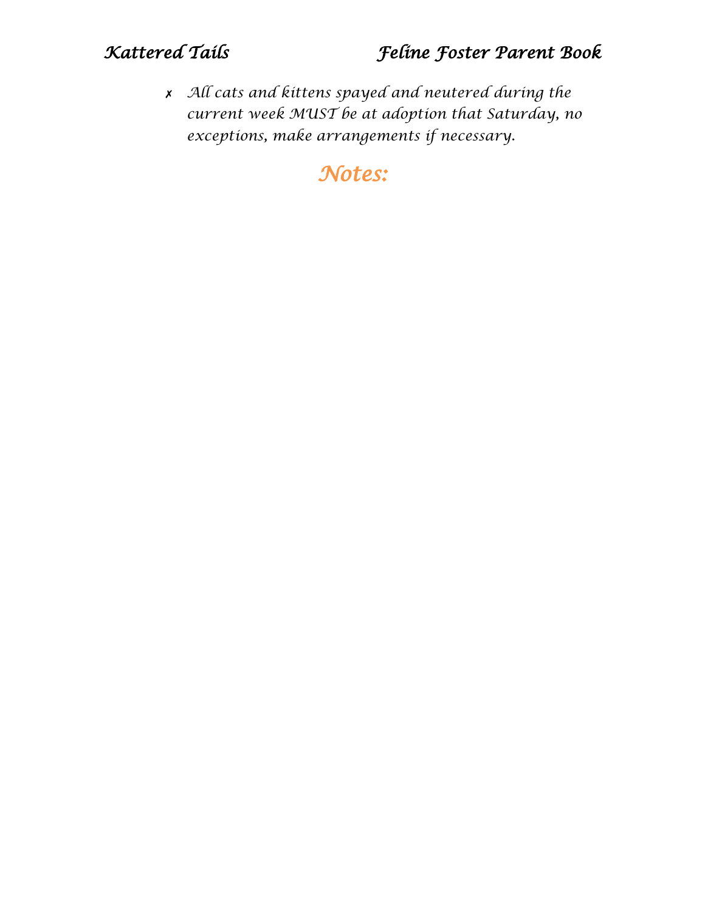- *All cats and kittens spayed and neutered during the current week MUST be at adoption that Saturday, no exceptions, make arrangements if necessary.*

## *Notes:*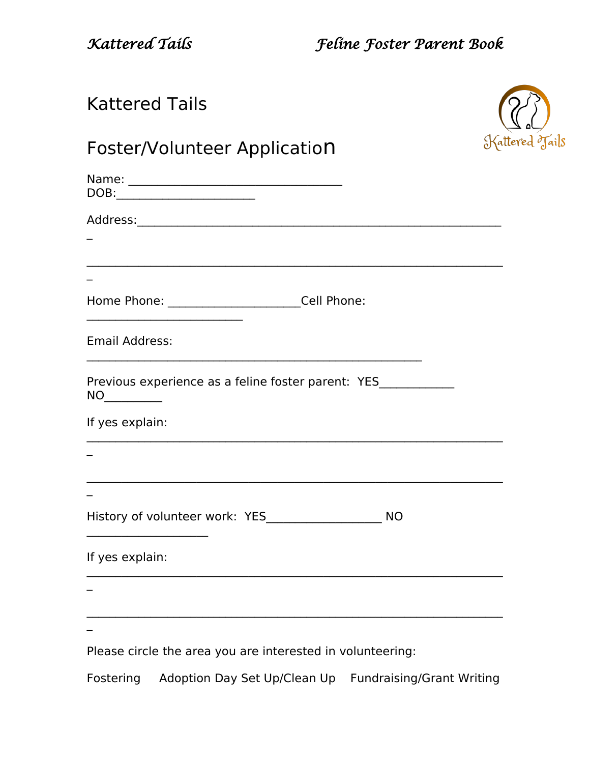# Kattered Tails

## Foster/Volunteer Application

Name: ___________________________________
DOB:_______________________

Address:____________________________________________________________
_

____________________________________________________________________
_

Home Phone: ______________________Cell Phone:
__________________________

Email Address:
_______________________________________________________

Previous experience as a feline foster parent: YES____________
NO__________

If yes explain:
____________________________________________________________________
_

____________________________________________________________________
_

History of volunteer work: YES___________________ NO
____________________

If yes explain:
____________________________________________________________________
_

____________________________________________________________________
_

Please circle the area you are interested in volunteering:

Fostering     Adoption Day Set Up/Clean Up     Fundraising/Grant Writing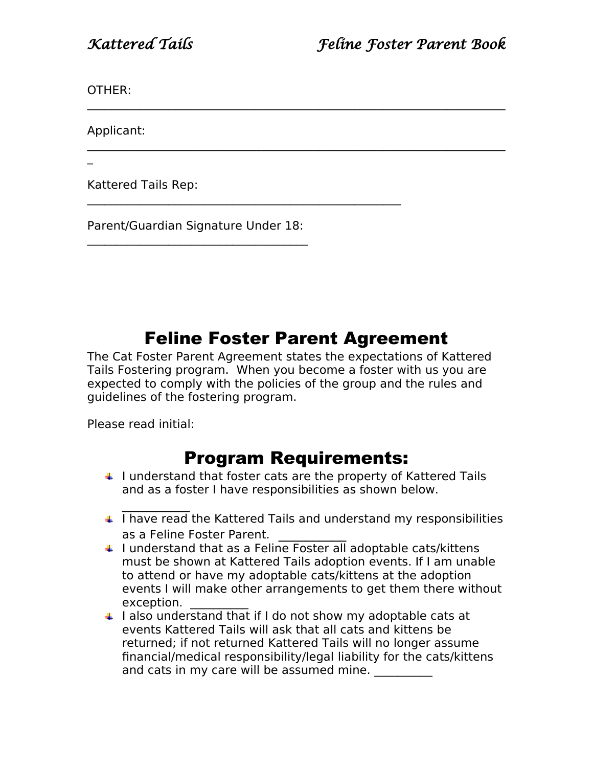OTHER: \_\_\_\_\_\_\_\_\_\_\_\_\_\_\_\_\_\_\_\_\_\_\_\_\_\_\_\_\_\_\_\_\_\_\_\_\_\_\_\_\_\_\_\_\_\_\_\_\_\_\_\_\_\_\_\_\_\_\_\_\_\_\_\_\_\_\_\_\_\_

Applicant: \_\_\_\_\_\_\_\_\_\_\_\_\_\_\_\_\_\_\_\_\_\_\_\_\_\_\_\_\_\_\_\_\_\_\_\_\_\_\_\_\_\_\_\_\_\_\_\_\_\_\_\_\_\_\_\_\_\_\_\_\_\_\_\_\_\_\_\_\_\_\_

Kattered Tails Rep: \_\_\_\_\_\_\_\_\_\_\_\_\_\_\_\_\_\_\_\_\_\_\_\_\_\_\_\_\_\_\_\_\_\_\_\_\_\_\_\_\_\_\_\_\_\_\_\_\_\_\_\_

Parent/Guardian Signature Under 18: \_\_\_\_\_\_\_\_\_\_\_\_\_\_\_\_\_\_\_\_\_\_\_\_\_\_\_\_\_\_\_\_\_\_\_\_\_\_

# Feline Foster Parent Agreement

The Cat Foster Parent Agreement states the expectations of Kattered Tails Fostering program. When you become a foster with us you are expected to comply with the policies of the group and the rules and guidelines of the fostering program.

Please read initial:

## Program Requirements:

- I understand that foster cats are the property of Kattered Tails and as a foster I have responsibilities as shown below. \_\_\_\_\_\_\_\_\_\_\_
- I have read the Kattered Tails and understand my responsibilities as a Feline Foster Parent. \_\_\_\_\_\_\_\_\_\_\_
- I understand that as a Feline Foster all adoptable cats/kittens must be shown at Kattered Tails adoption events. If I am unable to attend or have my adoptable cats/kittens at the adoption events I will make other arrangements to get them there without exception. \_\_\_\_\_\_\_\_\_\_
- I also understand that if I do not show my adoptable cats at events Kattered Tails will ask that all cats and kittens be returned; if not returned Kattered Tails will no longer assume financial/medical responsibility/legal liability for the cats/kittens and cats in my care will be assumed mine. \_\_\_\_\_\_\_\_\_\_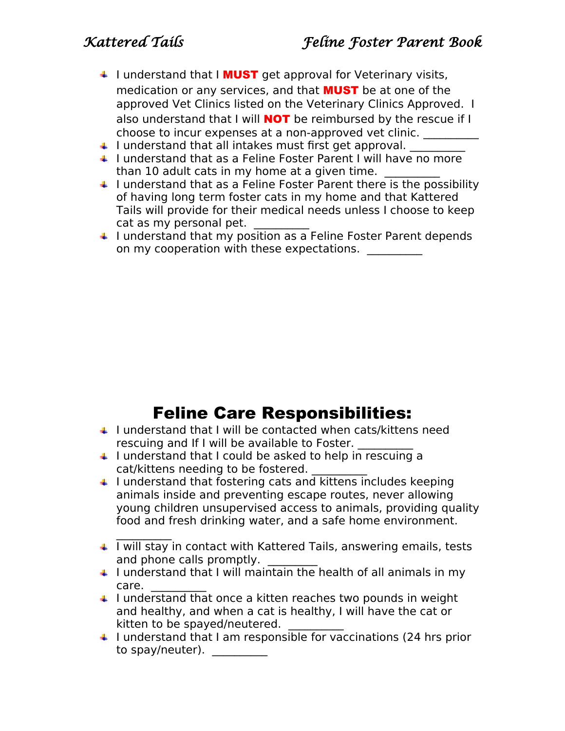- I understand that I **MUST** get approval for Veterinary visits, medication or any services, and that **MUST** be at one of the approved Vet Clinics listed on the Veterinary Clinics Approved. I also understand that I will **NOT** be reimbursed by the rescue if I choose to incur expenses at a non-approved vet clinic. __________
- I understand that all intakes must first get approval. __________
- I understand that as a Feline Foster Parent I will have no more than 10 adult cats in my home at a given time. __________
- I understand that as a Feline Foster Parent there is the possibility of having long term foster cats in my home and that Kattered Tails will provide for their medical needs unless I choose to keep cat as my personal pet. __________
- I understand that my position as a Feline Foster Parent depends on my cooperation with these expectations. __________

# Feline Care Responsibilities:

- I understand that I will be contacted when cats/kittens need rescuing and If I will be available to Foster. __________
- I understand that I could be asked to help in rescuing a cat/kittens needing to be fostered. __________
- I understand that fostering cats and kittens includes keeping animals inside and preventing escape routes, never allowing young children unsupervised access to animals, providing quality food and fresh drinking water, and a safe home environment. __________
- I will stay in contact with Kattered Tails, answering emails, tests and phone calls promptly. _________
- I understand that I will maintain the health of all animals in my care. __________
- I understand that once a kitten reaches two pounds in weight and healthy, and when a cat is healthy, I will have the cat or kitten to be spayed/neutered. __________
- I understand that I am responsible for vaccinations (24 hrs prior to spay/neuter). __________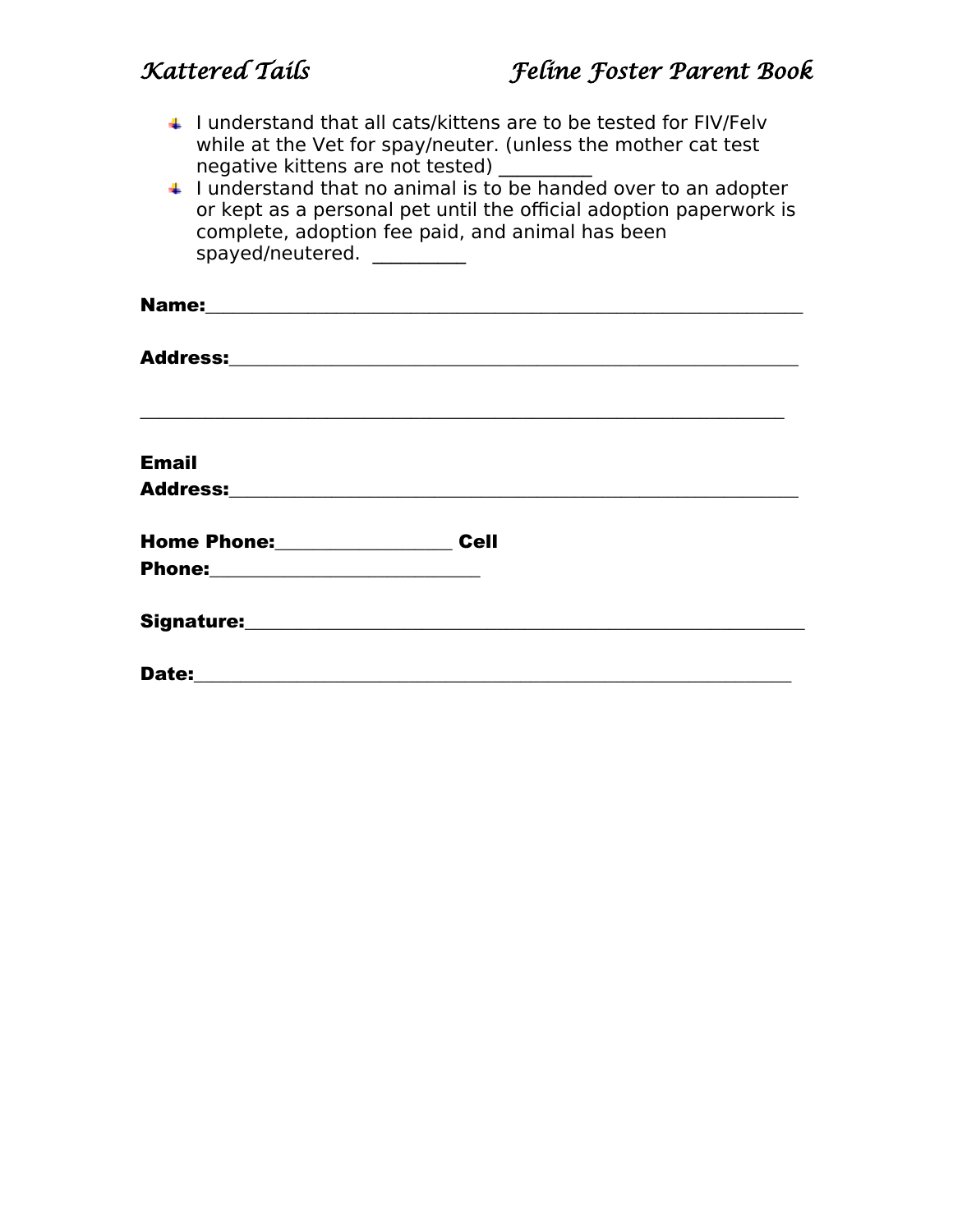- I understand that all cats/kittens are to be tested for FIV/Felv while at the Vet for spay/neuter. (unless the mother cat test negative kittens are not tested) __________
- I understand that no animal is to be handed over to an adopter or kept as a personal pet until the official adoption paperwork is complete, adoption fee paid, and animal has been spayed/neutered. __________

**Name:**_________________________________________________________________

**Address:**_______________________________________________________________

_________________________________________________________________________

**Email Address:**_________________________________________________________

**Home Phone:**___________________ **Cell Phone:**___________________________

**Signature:**_____________________________________________________________

**Date:**_________________________________________________________________